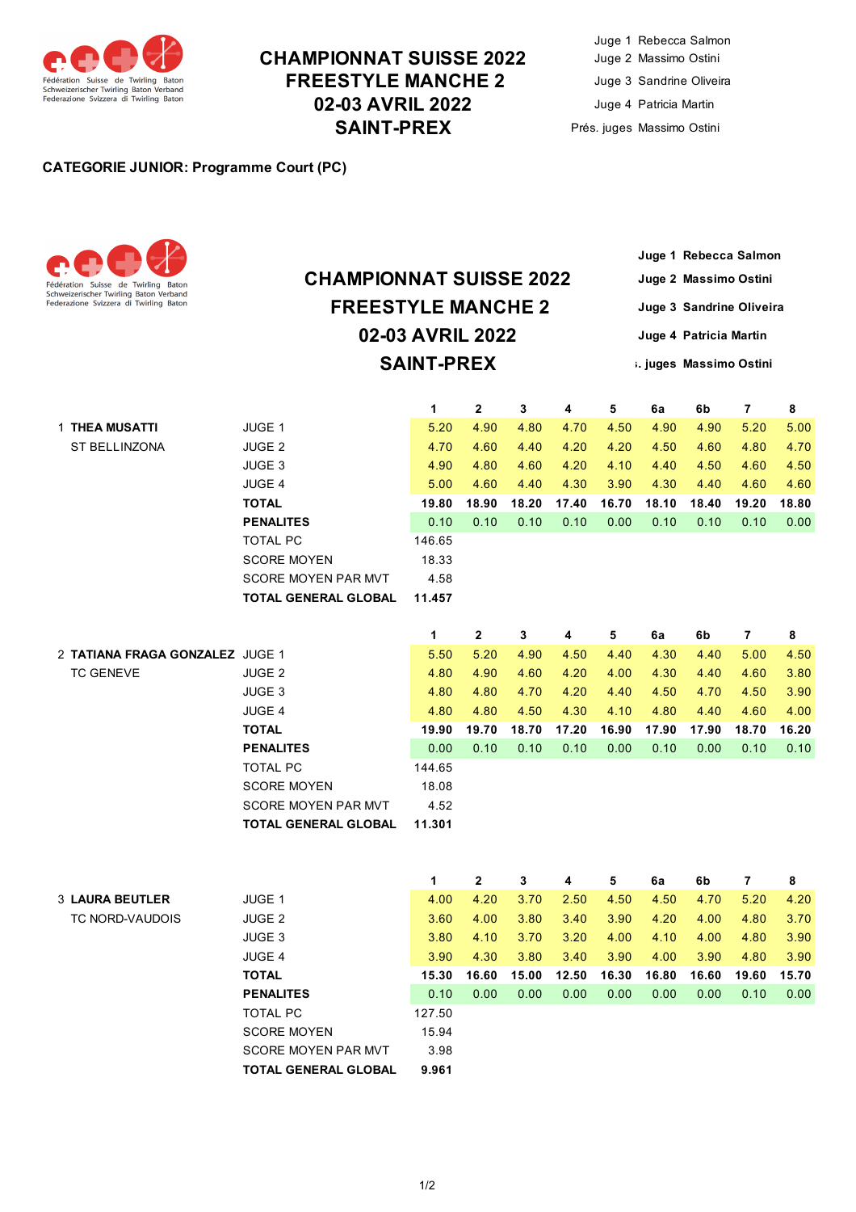Fédération Suisse de Twirling Baton
Schweizerischer Twirling Baton Verband
Federazione Svizzera di Twirling Baton

# CHAMPIONNAT SUISSE 2022
# FREESTYLE MANCHE 2
# 02-03 AVRIL 2022
# SAINT-PREX

Juge 1 Rebecca Salmon
Juge 2 Massimo Ostini
Juge 3 Sandrine Oliveira
Juge 4 Patricia Martin
Prés. juges Massimo Ostini

**CATEGORIE JUNIOR: Programme Court (PC)**

Fédération Suisse de Twirling Baton
Schweizerischer Twirling Baton Verband
Federazione Svizzera di Twirling Baton

## CHAMPIONNAT SUISSE 2022
## FREESTYLE MANCHE 2
## 02-03 AVRIL 2022
## SAINT-PREX

**Juge 1 Rebecca Salmon**
**Juge 2 Massimo Ostini**
**Juge 3 Sandrine Oliveira**
**Juge 4 Patricia Martin**
**Prés. juges Massimo Ostini**

| | | | 1 | 2 | 3 | 4 | 5 | 6a | 6b | 7 | 8 |
|---|---|---|---|---|---|---|---|---|---|---|---|
| 1 | **THEA MUSATTI** | JUGE 1 | 5.20 | 4.90 | 4.80 | 4.70 | 4.50 | 4.90 | 4.90 | 5.20 | 5.00 |
| | ST BELLINZONA | JUGE 2 | 4.70 | 4.60 | 4.40 | 4.20 | 4.20 | 4.50 | 4.60 | 4.80 | 4.70 |
| | | JUGE 3 | 4.90 | 4.80 | 4.60 | 4.20 | 4.10 | 4.40 | 4.50 | 4.60 | 4.50 |
| | | JUGE 4 | 5.00 | 4.60 | 4.40 | 4.30 | 3.90 | 4.30 | 4.40 | 4.60 | 4.60 |
| | | **TOTAL** | **19.80** | **18.90** | **18.20** | **17.40** | **16.70** | **18.10** | **18.40** | **19.20** | **18.80** |
| | | **PENALITES** | 0.10 | 0.10 | 0.10 | 0.10 | 0.00 | 0.10 | 0.10 | 0.10 | 0.00 |
| | | TOTAL PC | 146.65 | | | | | | | | |
| | | SCORE MOYEN | 18.33 | | | | | | | | |
| | | SCORE MOYEN PAR MVT | 4.58 | | | | | | | | |
| | | **TOTAL GENERAL GLOBAL** | **11.457** | | | | | | | | |

| | | | 1 | 2 | 3 | 4 | 5 | 6a | 6b | 7 | 8 |
|---|---|---|---|---|---|---|---|---|---|---|---|
| 2 | **TATIANA FRAGA GONZALEZ** | JUGE 1 | 5.50 | 5.20 | 4.90 | 4.50 | 4.40 | 4.30 | 4.40 | 5.00 | 4.50 |
| | TC GENEVE | JUGE 2 | 4.80 | 4.90 | 4.60 | 4.20 | 4.00 | 4.30 | 4.40 | 4.60 | 3.80 |
| | | JUGE 3 | 4.80 | 4.80 | 4.70 | 4.20 | 4.40 | 4.50 | 4.70 | 4.50 | 3.90 |
| | | JUGE 4 | 4.80 | 4.80 | 4.50 | 4.30 | 4.10 | 4.80 | 4.40 | 4.60 | 4.00 |
| | | **TOTAL** | **19.90** | **19.70** | **18.70** | **17.20** | **16.90** | **17.90** | **17.90** | **18.70** | **16.20** |
| | | **PENALITES** | 0.00 | 0.10 | 0.10 | 0.10 | 0.00 | 0.10 | 0.00 | 0.10 | 0.10 |
| | | TOTAL PC | 144.65 | | | | | | | | |
| | | SCORE MOYEN | 18.08 | | | | | | | | |
| | | SCORE MOYEN PAR MVT | 4.52 | | | | | | | | |
| | | **TOTAL GENERAL GLOBAL** | **11.301** | | | | | | | | |

| | | | 1 | 2 | 3 | 4 | 5 | 6a | 6b | 7 | 8 |
|---|---|---|---|---|---|---|---|---|---|---|---|
| 3 | **LAURA BEUTLER** | JUGE 1 | 4.00 | 4.20 | 3.70 | 2.50 | 4.50 | 4.50 | 4.70 | 5.20 | 4.20 |
| | TC NORD-VAUDOIS | JUGE 2 | 3.60 | 4.00 | 3.80 | 3.40 | 3.90 | 4.20 | 4.00 | 4.80 | 3.70 |
| | | JUGE 3 | 3.80 | 4.10 | 3.70 | 3.20 | 4.00 | 4.10 | 4.00 | 4.80 | 3.90 |
| | | JUGE 4 | 3.90 | 4.30 | 3.80 | 3.40 | 3.90 | 4.00 | 3.90 | 4.80 | 3.90 |
| | | **TOTAL** | **15.30** | **16.60** | **15.00** | **12.50** | **16.30** | **16.80** | **16.60** | **19.60** | **15.70** |
| | | **PENALITES** | 0.10 | 0.00 | 0.00 | 0.00 | 0.00 | 0.00 | 0.00 | 0.10 | 0.00 |
| | | TOTAL PC | 127.50 | | | | | | | | |
| | | SCORE MOYEN | 15.94 | | | | | | | | |
| | | SCORE MOYEN PAR MVT | 3.98 | | | | | | | | |
| | | **TOTAL GENERAL GLOBAL** | **9.961** | | | | | | | | |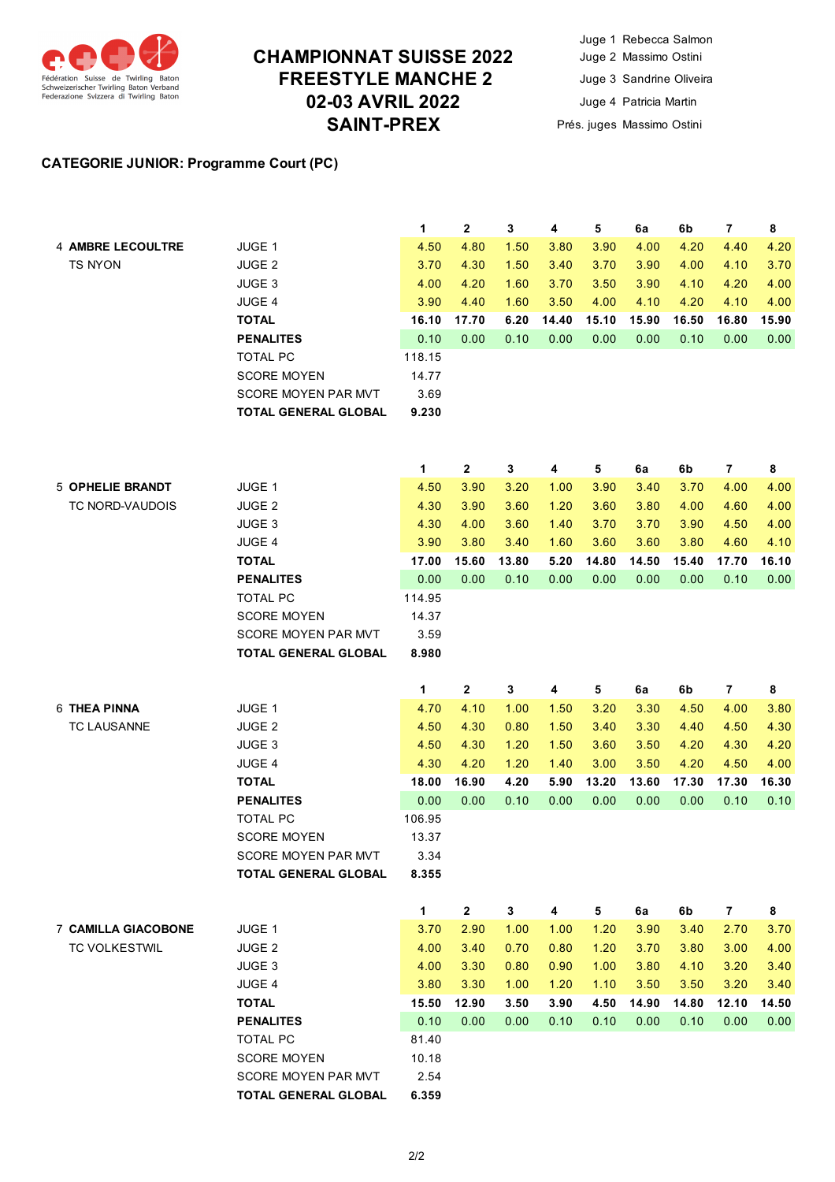Fédération Suisse de Twirling Baton
Schweizerischer Twirling Baton Verband
Federazione Svizzera di Twirling Baton

# CHAMPIONNAT SUISSE 2022
# FREESTYLE MANCHE 2
# 02-03 AVRIL 2022
# SAINT-PREX

Juge 1 Rebecca Salmon
Juge 2 Massimo Ostini
Juge 3 Sandrine Oliveira
Juge 4 Patricia Martin
Prés. juges Massimo Ostini

**CATEGORIE JUNIOR: Programme Court (PC)**

| | | 1 | 2 | 3 | 4 | 5 | 6a | 6b | 7 | 8 |
|---|---|---|---|---|---|---|---|---|---|---|
| 4 **AMBRE LECOULTRE** | JUGE 1 | 4.50 | 4.80 | 1.50 | 3.80 | 3.90 | 4.00 | 4.20 | 4.40 | 4.20 |
| TS NYON | JUGE 2 | 3.70 | 4.30 | 1.50 | 3.40 | 3.70 | 3.90 | 4.00 | 4.10 | 3.70 |
| | JUGE 3 | 4.00 | 4.20 | 1.60 | 3.70 | 3.50 | 3.90 | 4.10 | 4.20 | 4.00 |
| | JUGE 4 | 3.90 | 4.40 | 1.60 | 3.50 | 4.00 | 4.10 | 4.20 | 4.10 | 4.00 |
| | **TOTAL** | **16.10** | **17.70** | **6.20** | **14.40** | **15.10** | **15.90** | **16.50** | **16.80** | **15.90** |
| | **PENALITES** | 0.10 | 0.00 | 0.10 | 0.00 | 0.00 | 0.00 | 0.10 | 0.00 | 0.00 |
| | TOTAL PC | 118.15 | | | | | | | | |
| | SCORE MOYEN | 14.77 | | | | | | | | |
| | SCORE MOYEN PAR MVT | 3.69 | | | | | | | | |
| | **TOTAL GENERAL GLOBAL** | **9.230** | | | | | | | | |

| | | 1 | 2 | 3 | 4 | 5 | 6a | 6b | 7 | 8 |
|---|---|---|---|---|---|---|---|---|---|---|
| 5 **OPHELIE BRANDT** | JUGE 1 | 4.50 | 3.90 | 3.20 | 1.00 | 3.90 | 3.40 | 3.70 | 4.00 | 4.00 |
| TC NORD-VAUDOIS | JUGE 2 | 4.30 | 3.90 | 3.60 | 1.20 | 3.60 | 3.80 | 4.00 | 4.60 | 4.00 |
| | JUGE 3 | 4.30 | 4.00 | 3.60 | 1.40 | 3.70 | 3.70 | 3.90 | 4.50 | 4.00 |
| | JUGE 4 | 3.90 | 3.80 | 3.40 | 1.60 | 3.60 | 3.60 | 3.80 | 4.60 | 4.10 |
| | **TOTAL** | **17.00** | **15.60** | **13.80** | **5.20** | **14.80** | **14.50** | **15.40** | **17.70** | **16.10** |
| | **PENALITES** | 0.00 | 0.00 | 0.10 | 0.00 | 0.00 | 0.00 | 0.00 | 0.10 | 0.00 |
| | TOTAL PC | 114.95 | | | | | | | | |
| | SCORE MOYEN | 14.37 | | | | | | | | |
| | SCORE MOYEN PAR MVT | 3.59 | | | | | | | | |
| | **TOTAL GENERAL GLOBAL** | **8.980** | | | | | | | | |

| | | 1 | 2 | 3 | 4 | 5 | 6a | 6b | 7 | 8 |
|---|---|---|---|---|---|---|---|---|---|---|
| 6 **THEA PINNA** | JUGE 1 | 4.70 | 4.10 | 1.00 | 1.50 | 3.20 | 3.30 | 4.50 | 4.00 | 3.80 |
| TC LAUSANNE | JUGE 2 | 4.50 | 4.30 | 0.80 | 1.50 | 3.40 | 3.30 | 4.40 | 4.50 | 4.30 |
| | JUGE 3 | 4.50 | 4.30 | 1.20 | 1.50 | 3.60 | 3.50 | 4.20 | 4.30 | 4.20 |
| | JUGE 4 | 4.30 | 4.20 | 1.20 | 1.40 | 3.00 | 3.50 | 4.20 | 4.50 | 4.00 |
| | **TOTAL** | **18.00** | **16.90** | **4.20** | **5.90** | **13.20** | **13.60** | **17.30** | **17.30** | **16.30** |
| | **PENALITES** | 0.00 | 0.00 | 0.10 | 0.00 | 0.00 | 0.00 | 0.00 | 0.10 | 0.10 |
| | TOTAL PC | 106.95 | | | | | | | | |
| | SCORE MOYEN | 13.37 | | | | | | | | |
| | SCORE MOYEN PAR MVT | 3.34 | | | | | | | | |
| | **TOTAL GENERAL GLOBAL** | **8.355** | | | | | | | | |

| | | 1 | 2 | 3 | 4 | 5 | 6a | 6b | 7 | 8 |
|---|---|---|---|---|---|---|---|---|---|---|
| 7 **CAMILLA GIACOBONE** | JUGE 1 | 3.70 | 2.90 | 1.00 | 1.00 | 1.20 | 3.90 | 3.40 | 2.70 | 3.70 |
| TC VOLKESTWIL | JUGE 2 | 4.00 | 3.40 | 0.70 | 0.80 | 1.20 | 3.70 | 3.80 | 3.00 | 4.00 |
| | JUGE 3 | 4.00 | 3.30 | 0.80 | 0.90 | 1.00 | 3.80 | 4.10 | 3.20 | 3.40 |
| | JUGE 4 | 3.80 | 3.30 | 1.00 | 1.20 | 1.10 | 3.50 | 3.50 | 3.20 | 3.40 |
| | **TOTAL** | **15.50** | **12.90** | **3.50** | **3.90** | **4.50** | **14.90** | **14.80** | **12.10** | **14.50** |
| | **PENALITES** | 0.10 | 0.00 | 0.00 | 0.10 | 0.10 | 0.00 | 0.10 | 0.00 | 0.00 |
| | TOTAL PC | 81.40 | | | | | | | | |
| | SCORE MOYEN | 10.18 | | | | | | | | |
| | SCORE MOYEN PAR MVT | 2.54 | | | | | | | | |
| | **TOTAL GENERAL GLOBAL** | **6.359** | | | | | | | | |